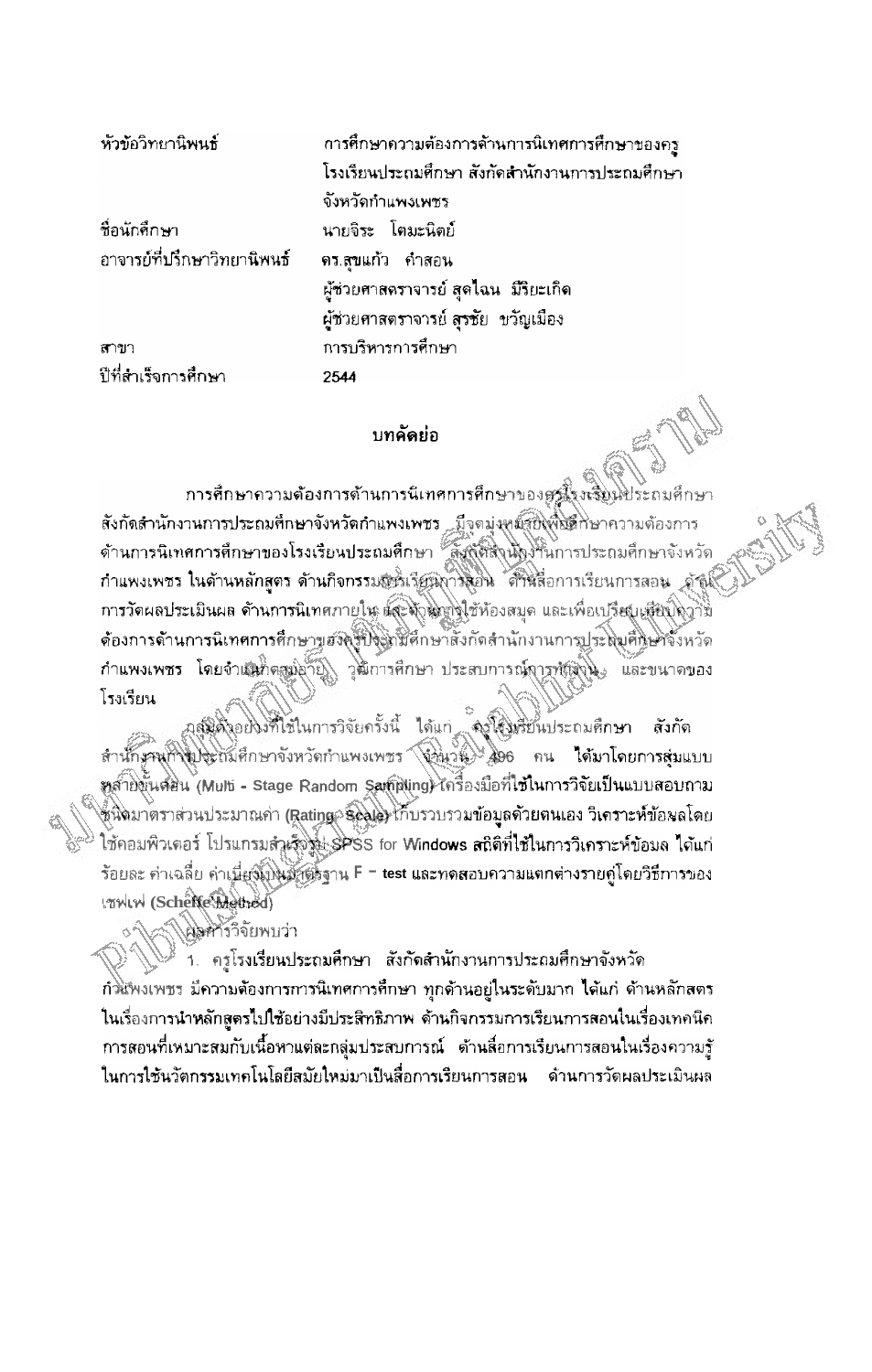| | |
|---|---|
| หัวข้อวิทยานิพนธ์ | การศึกษาความต้องการด้านการนิเทศการศึกษาของครูโรงเรียนประถมศึกษา สังกัดสำนักงานการประถมศึกษาจังหวัดกำแพงเพชร |
| ชื่อนักศึกษา | นายจิระ โตมะนิตย์ |
| อาจารย์ที่ปรึกษาวิทยานิพนธ์ | ดร.สุขแก้ว คำสอน |
| | ผู้ช่วยศาสตราจารย์ สุดใฉน มีริยะเกิด |
| | ผู้ช่วยศาสตราจารย์ สุรชัย ขวัญเมือง |
| สาขา | การบริหารการศึกษา |
| ปีที่สำเร็จการศึกษา | 2544 |

## บทคัดย่อ

การศึกษาความต้องการด้านการนิเทศการศึกษาของครูโรงเรียนประถมศึกษา สังกัดสำนักงานการประถมศึกษาจังหวัดกำแพงเพชร มีจุดมุ่งหมายเพื่อศึกษาความต้องการด้านการนิเทศการศึกษาของโรงเรียนประถมศึกษา สังกัดสำนักงานการประถมศึกษาจังหวัดกำแพงเพชร ในด้านหลักสูตร ด้านกิจกรรมการเรียนการสอน ด้านสื่อการเรียนการสอน ด้านการวัดผลประเมินผล ด้านการนิเทศภายใน และด้านการใช้ห้องสมุด และเพื่อเปรียบเทียบความต้องการด้านการนิเทศการศึกษาของครูประถมศึกษาสังกัดสำนักงานการประถมศึกษาจังหวัดกำแพงเพชร โดยจำแนกตามอายุ วุฒิการศึกษา ประสบการณ์การทำงาน และขนาดของโรงเรียน

กลุ่มตัวอย่างที่ใช้ในการวิจัยครั้งนี้ ได้แก่ ครูโรงเรียนประถมศึกษา สังกัดสำนักงานการประถมศึกษาจังหวัดกำแพงเพชร จำนวน 496 คน ได้มาโดยการสุ่มแบบหลายขั้นตอน (Multi - Stage Random Sampling) เครื่องมือที่ใช้ในการวิจัยเป็นแบบสอบถามชนิดมาตราส่วนประมาณค่า (Rating Scale) เก็บรวบรวมข้อมูลด้วยตนเอง วิเคราะห์ข้อมูลโดยใช้คอมพิวเตอร์ โปรแกรมสำเร็จรูป SPSS for Windows สถิติที่ใช้ในการวิเคราะห์ข้อมูล ได้แก่ ร้อยละ ค่าเฉลี่ย ค่าเบี่ยงเบนมาตรฐาน F – test และทดสอบความแตกต่างรายคู่โดยวิธีการของเชฟเฟ (Scheffe Method)

ผลการวิจัยพบว่า

1. ครูโรงเรียนประถมศึกษา สังกัดสำนักงานการประถมศึกษาจังหวัดกำแพงเพชร มีความต้องการการนิเทศการศึกษา ทุกด้านอยู่ในระดับมาก ได้แก่ ด้านหลักสูตรในเรื่องการนำหลักสูตรไปใช้อย่างมีประสิทธิภาพ ด้านกิจกรรมการเรียนการสอนในเรื่องเทคนิคการสอนที่เหมาะสมกับเนื้อหาแต่ละกลุ่มประสบการณ์ ด้านสื่อการเรียนการสอนในเรื่องความรู้ในการใช้นวัตกรรมเทคโนโลยีสมัยใหม่มาเป็นสื่อการเรียนการสอน ด้านการวัดผลประเมินผล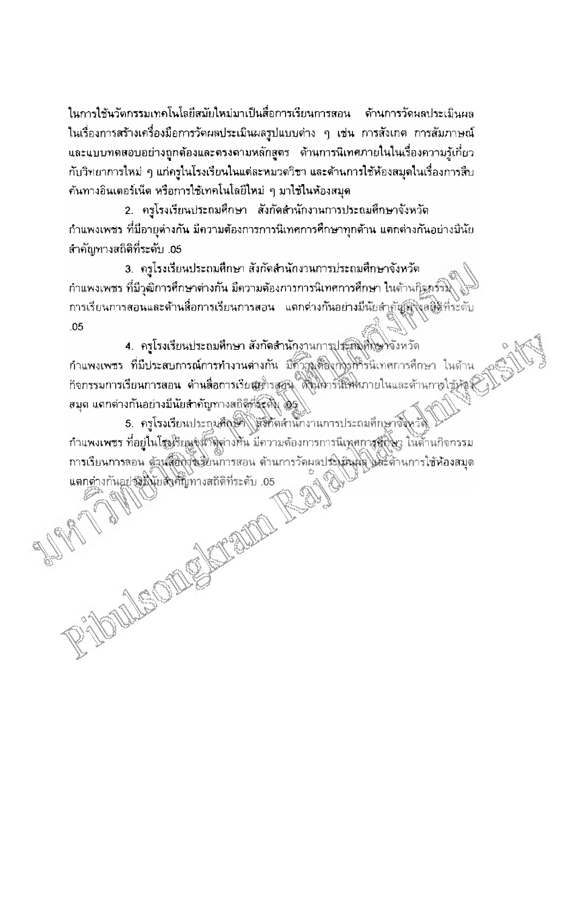ในการใช้นวัตกรรมเทคโนโลยีสมัยใหม่มาเป็นสื่อการเรียนการสอน ด้านการวัดผลประเมินผล ในเรื่องการสร้างเครื่องมือการวัดผลประเมินผลรูปแบบต่าง ๆ เช่น การสังเกต การสัมภาษณ์ และแบบทดสอบอย่างถูกต้องและตรงตามหลักสูตร ด้านการนิเทศภายในในเรื่องความรู้เกี่ยวกับวิทยาการใหม่ ๆ แก่ครูในโรงเรียนในแต่ละหมวดวิชา และด้านการใช้ห้องสมุดในเรื่องการสืบค้นทางอินเตอร์เน็ต หรือการใช้เทคโนโลยีใหม่ ๆ มาใช้ในห้องสมุด

2. ครูโรงเรียนประถมศึกษา สังกัดสำนักงานการประถมศึกษาจังหวัดกำแพงเพชร ที่มีอายุต่างกัน มีความต้องการการนิเทศการศึกษาทุกด้าน แตกต่างกันอย่างมีนัยสำคัญทางสถิติที่ระดับ .05

3. ครูโรงเรียนประถมศึกษา สังกัดสำนักงานการประถมศึกษาจังหวัดกำแพงเพชร ที่มีวุฒิการศึกษาต่างกัน มีความต้องการการนิเทศการศึกษา ในด้านกิจกรรมการเรียนการสอนและด้านสื่อการเรียนการสอน แตกต่างกันอย่างมีนัยสำคัญทางสถิติที่ระดับ .05

4. ครูโรงเรียนประถมศึกษา สังกัดสำนักงานการประถมศึกษาจังหวัดกำแพงเพชร ที่มีประสบการณ์การทำงานต่างกัน มีความต้องการการนิเทศการศึกษา ในด้านกิจกรรมการเรียนการสอน ด้านสื่อการเรียนการสอน ด้านการนิเทศภายในและด้านการใช้ห้องสมุด แตกต่างกันอย่างมีนัยสำคัญทางสถิติที่ระดับ .05

5. ครูโรงเรียนประถมศึกษา สังกัดสำนักงานการประถมศึกษาจังหวัดกำแพงเพชร ที่อยู่ในโรงเรียนขนาดต่างกัน มีความต้องการการนิเทศการศึกษา ในด้านกิจกรรมการเรียนการสอน ด้านสื่อการเรียนการสอน ด้านการวัดผลประเมินผล และด้านการใช้ห้องสมุด แตกต่างกันอย่างมีนัยสำคัญทางสถิติที่ระดับ .05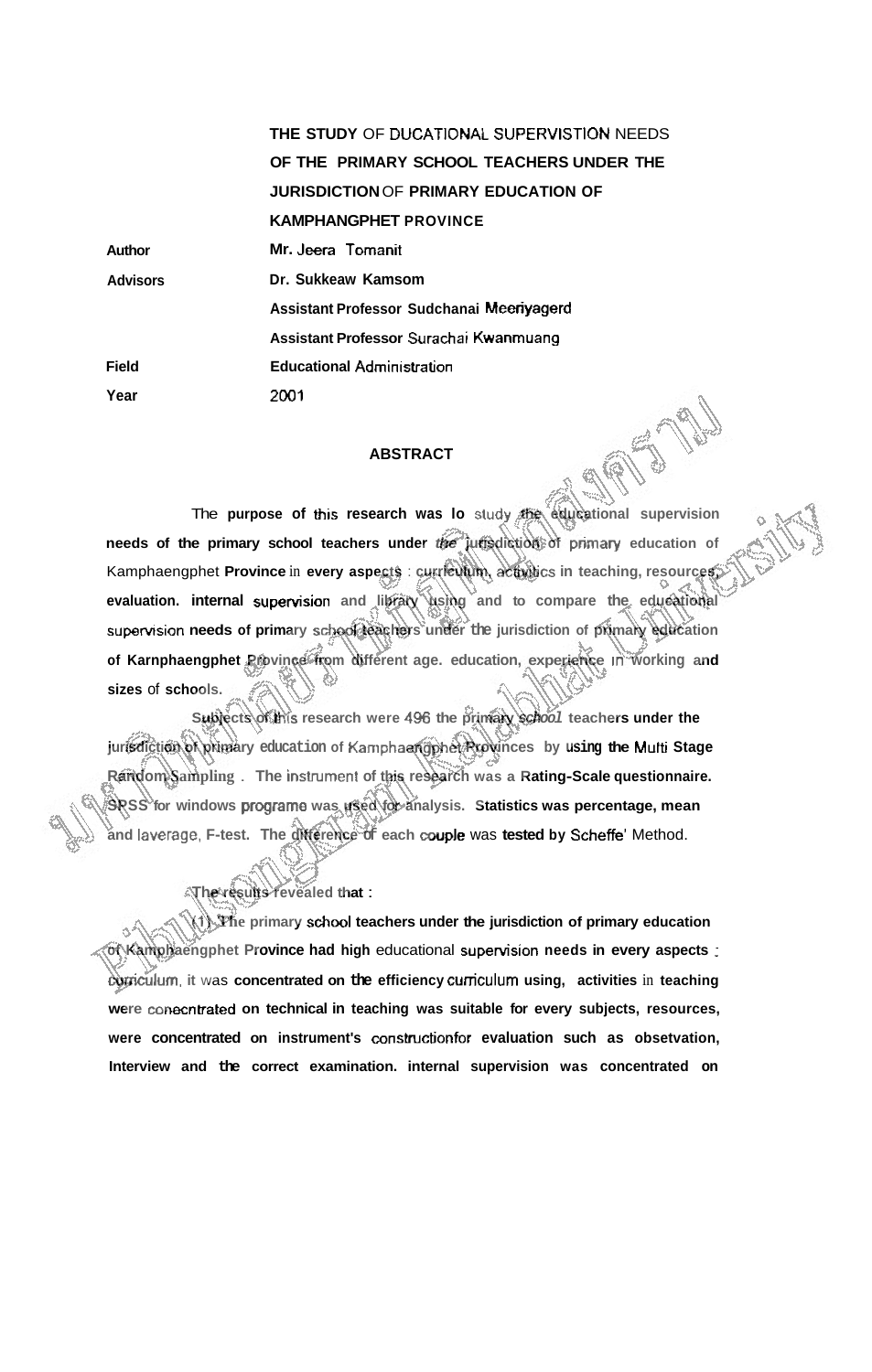**THE STUDY** OF DUCATIONAL SUPERVISTION NEEDS **OF THE PRIMARY SCHOOL TEACHERS UNDER THE JURISDICTION** OF **PRIMARY EDUCATION OF KAMPHANGPHET PROVINCE**

**Author** Mr. Jeera Tomanit

**Advisors** Dr. Sukkeaw Kamsom

Assistant Professor Sudchanai Meeriyagerd

Assistant Professor Surachai Kwanmuang

**Field** Educational Administration

**Year** 2001

## ABSTRACT

The **purpose of** this **research was lo** study the **educational supervision needs of the primary school teachers under** *the* **jurisdiction of** primary **education of** Kamphaengphet **Province** in **every aspects** : **curriculum, activitics in teaching, resources, evaluation. internal** supervision **and library using and to compare the educational** supervision **needs of primary school teachers under** the **jurisdiction of primary education of Karnphaengphet Province from different age. education, experience** in **working and sizes** of **schools.**

**Subjects of this research were** 496 **the primary** *school* **teachers under the jurisdiction of primary** education **of** Kamphaengphet **Provinces by** using **the** Multi **Stage Random Sampling** . **The** instrument **of this research was a Rating-Scale questionnaire. SPSS for windows** programe **was used for analysis. Statistics was percentage, mean and** laverage, **F-test. The difference of each** couple was **tested by** Scheffe' Method.

**The results revealed that :**

**(1) The primary** school **teachers under the jurisdiction of primary education of Kamphaengphet Province had high** educational supervision **needs in every aspects** : curriculum, **it** was **concentrated on** the **efficiency** curriculum **using, activities** in **teaching were** conecntrated **on technical in teaching was suitable for every subjects, resources, were concentrated on instrument's** constructionfor **evaluation such as obsetvation, Interview and** the **correct examination. internal supervision was concentrated on**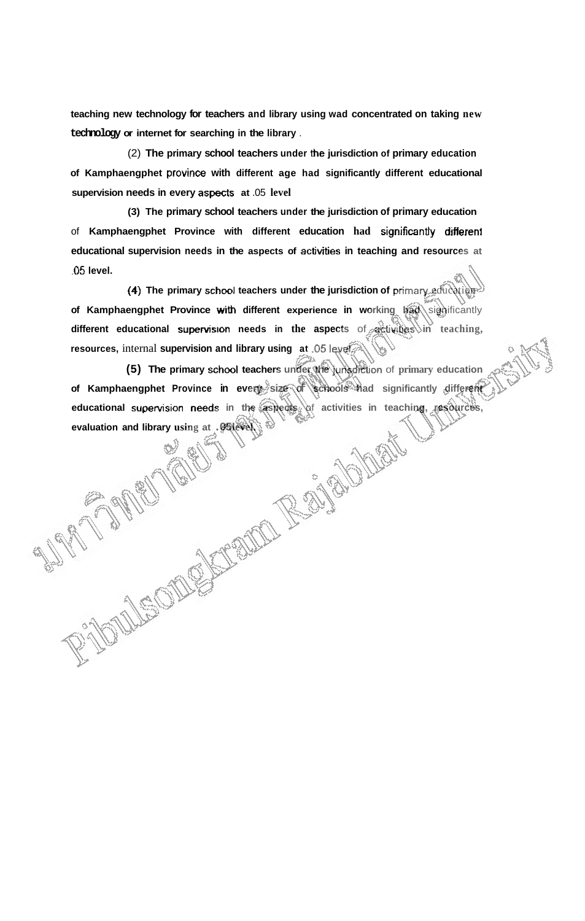teaching new technology for teachers and library using wad concentrated on taking new technology or internet for searching in the library .

(2) The primary school teachers under the jurisdiction of primary education of Kamphaengphet province with different age had significantly different educational supervision needs in every aspects at .05 level

(3) The primary school teachers under the jurisdiction of primary education of Kamphaengphet Province with different education had significantly different educational supervision needs in the aspects of activities in teaching and resources at .05 level.

(4) The primary school teachers under the jurisdiction of primary education of Kamphaengphet Province with different experience in working had significantly different educational supervision needs in the aspects of activities in teaching, resources, internal supervision and library using at .05 level.

(5) The primary school teachers under the jurisdiction of primary education of Kamphaengphet Province in every size of schools had significantly different educational supervision needs in the aspects of activities in teaching, resources, evaluation and library using at .05level.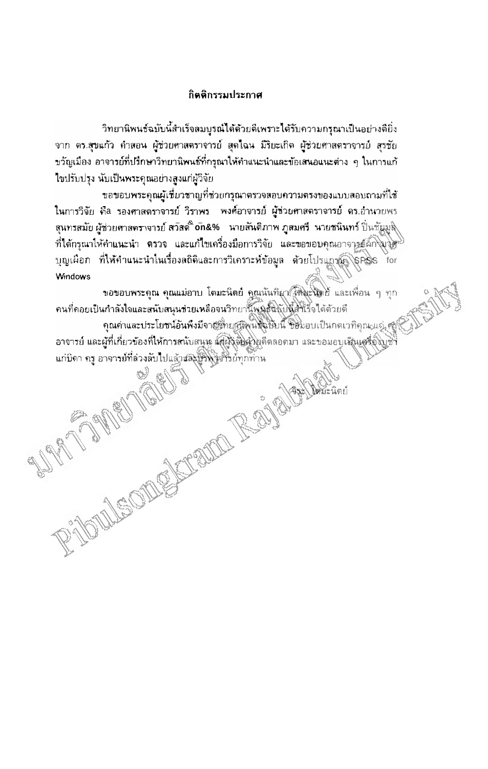## กิตติกรรมประกาศ

วิทยานิพนธ์ฉบับนี้สำเร็จสมบูรณ์ได้ด้วยดีเพราะได้รับความกรุณาเป็นอย่างดียิ่ง จาก ดร.สุขแก้ว คำสอน ผู้ช่วยศาสตราจารย์ สุดใฉน มีริยะเกิด ผู้ช่วยศาสตราจารย์ สุรชัย ขวัญเมือง อาจารย์ที่ปรึกษาวิทยานิพนธ์ที่กรุณาให้คำแนะนำและข้อเสนอแนะต่าง ๆ ในการแก้ไขปรับปรุง นับเป็นพระคุณอย่างสูงแก่ผู้วิจัย

ขอขอบพระคุณผู้เชี่ยวชาญที่ช่วยกรุณาตรวจสอบความตรงของแบบสอบถามที่ใช้ในการวิจัย คือ รองศาสตราจารย์ วิราพร พงศ์อาจารย์ ผู้ช่วยศาสตราจารย์ ดร.อำนวยพร สุนทรสมัย ผู้ช่วยศาสตราจารย์ สวัสดิ์ on&% นายสันติภาพ ภูสมศรี นายชนินทร์ ปิ่นชัยมูล ที่ได้กรุณาให้คำแนะนำ ตรวจ และแก้ไขเครื่องมือการวิจัย และขอขอบคุณอาจารย์ผกามาศ บุญเผือก ที่ให้คำแนะนำในเรื่องสถิติและการวิเคราะห์ข้อมูล ด้วยโปรแกรม SPSS for Windows

ขอขอบพระคุณ คุณแม่อาบ โตมะนิตย์ คุณนันทิยา โตมะนิตย์ และเพื่อน ๆ ทุกคนที่คอยเป็นกำลังใจและสนับสนุนช่วยเหลือจนวิทยานิพนธ์ฉบับนี้สำเร็จได้ด้วยดี

คุณค่าและประโยชน์อันพึงมีจากวิทยานิพนธ์ฉบับนี้ ขอมอบเป็นกตเวทิคุณแด่ ครู อาจารย์ และผู้ที่เกี่ยวข้องที่ให้การสนับสนุน แก่ผู้วิจัยด้วยดีตลอดมา และขอมอบเป็นเครื่องบูชาแก่บิดา ครู อาจารย์ที่ล่วงลับไปแล้วและบูรพาจารย์ทุกท่าน

จิระ โตมะนิตย์